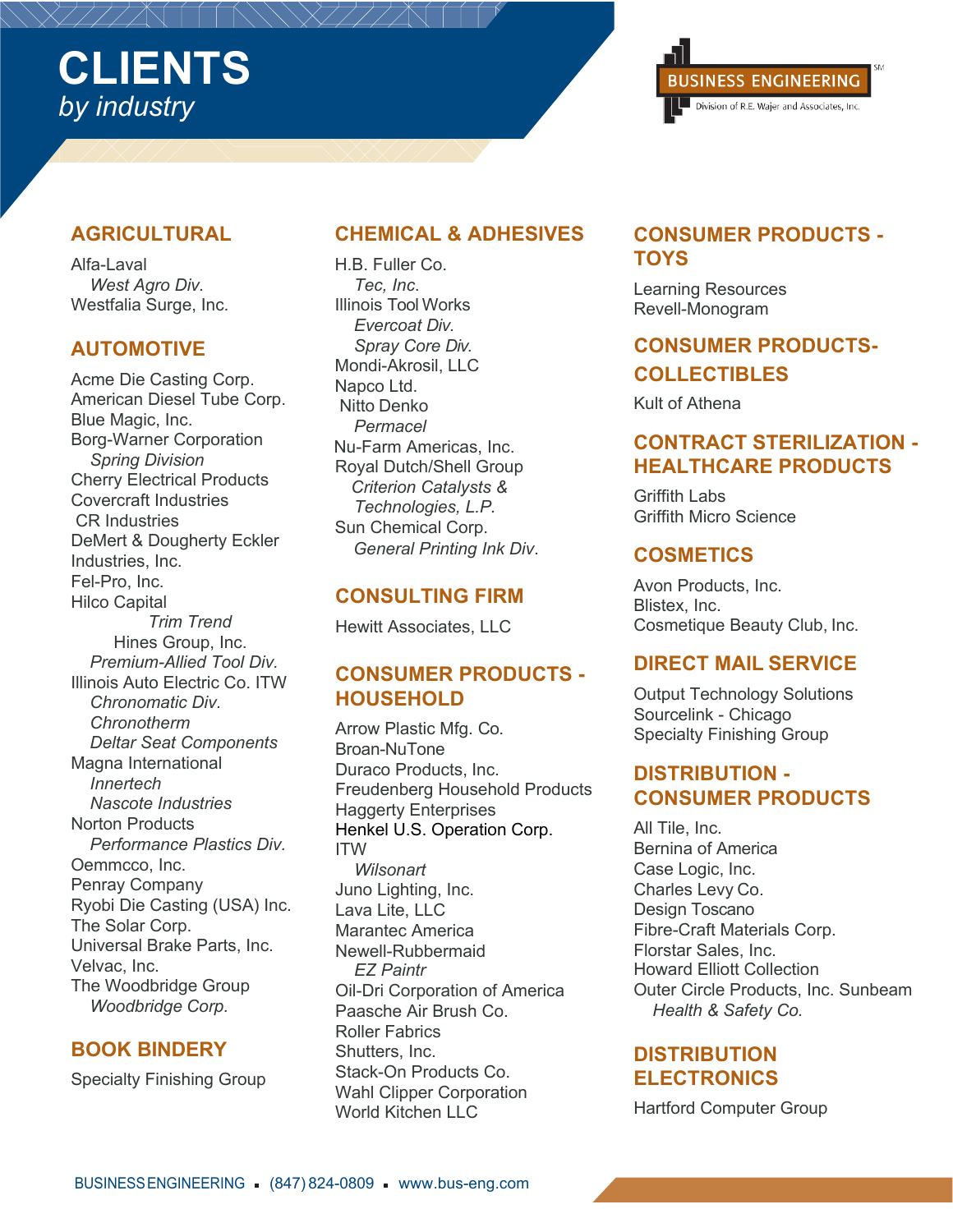# CLIENTS
*by industry*

BUSINESS ENGINEERING[SM]
Division of R.E. Wajer and Associates, Inc.

## AGRICULTURAL

Alfa-Laval
*West Agro Div.*
Westfalia Surge, Inc.

## AUTOMOTIVE

Acme Die Casting Corp.
American Diesel Tube Corp.
Blue Magic, Inc.
Borg-Warner Corporation
*Spring Division*
Cherry Electrical Products
Covercraft Industries
CR Industries
DeMert & Dougherty Eckler Industries, Inc.
Fel-Pro, Inc.
Hilco Capital
*Trim Trend*
Hines Group, Inc.
*Premium-Allied Tool Div.*
Illinois Auto Electric Co. ITW
*Chronomatic Div.*
*Chronotherm*
*Deltar Seat Components*
Magna International
*Innertech*
*Nascote Industries*
Norton Products
*Performance Plastics Div.*
Oemmcco, Inc.
Penray Company
Ryobi Die Casting (USA) Inc.
The Solar Corp.
Universal Brake Parts, Inc.
Velvac, Inc.
The Woodbridge Group
*Woodbridge Corp.*

## BOOK BINDERY

Specialty Finishing Group

## CHEMICAL & ADHESIVES

H.B. Fuller Co.
*Tec, Inc.*
Illinois Tool Works
*Evercoat Div.*
*Spray Core Div.*
Mondi-Akrosil, LLC
Napco Ltd.
Nitto Denko
*Permacel*
Nu-Farm Americas, Inc.
Royal Dutch/Shell Group
*Criterion Catalysts & Technologies, L.P.*
Sun Chemical Corp.
*General Printing Ink Div.*

## CONSULTING FIRM

Hewitt Associates, LLC

## CONSUMER PRODUCTS - HOUSEHOLD

Arrow Plastic Mfg. Co.
Broan-NuTone
Duraco Products, Inc.
Freudenberg Household Products
Haggerty Enterprises
Henkel U.S. Operation Corp.
ITW
*Wilsonart*
Juno Lighting, Inc.
Lava Lite, LLC
Marantec America
Newell-Rubbermaid
*EZ Paintr*
Oil-Dri Corporation of America
Paasche Air Brush Co.
Roller Fabrics
Shutters, Inc.
Stack-On Products Co.
Wahl Clipper Corporation
World Kitchen LLC

## CONSUMER PRODUCTS - TOYS

Learning Resources
Revell-Monogram

## CONSUMER PRODUCTS-COLLECTIBLES

Kult of Athena

## CONTRACT STERILIZATION - HEALTHCARE PRODUCTS

Griffith Labs
Griffith Micro Science

## COSMETICS

Avon Products, Inc.
Blistex, Inc.
Cosmetique Beauty Club, Inc.

## DIRECT MAIL SERVICE

Output Technology Solutions
Sourcelink - Chicago
Specialty Finishing Group

## DISTRIBUTION - CONSUMER PRODUCTS

All Tile, Inc.
Bernina of America
Case Logic, Inc.
Charles Levy Co.
Design Toscano
Fibre-Craft Materials Corp.
Florstar Sales, Inc.
Howard Elliott Collection
Outer Circle Products, Inc. Sunbeam
*Health & Safety Co.*

## DISTRIBUTION ELECTRONICS

Hartford Computer Group

BUSINESS ENGINEERING ▪ (847) 824-0809 ▪ www.bus-eng.com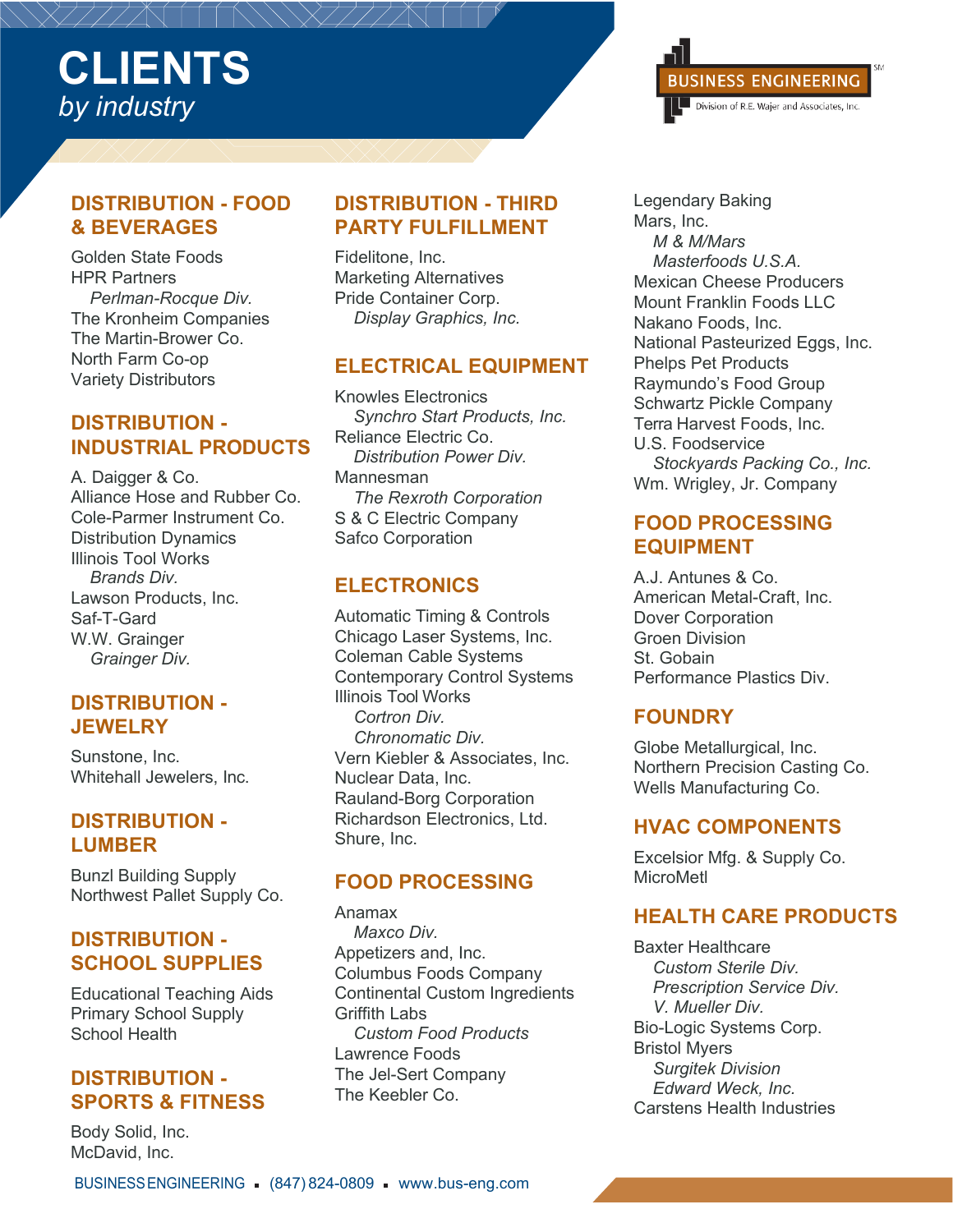# CLIENTS
*by industry*

## DISTRIBUTION - FOOD & BEVERAGES

Golden State Foods
HPR Partners
*Perlman-Rocque Div.*
The Kronheim Companies
The Martin-Brower Co.
North Farm Co-op
Variety Distributors

## DISTRIBUTION - INDUSTRIAL PRODUCTS

A. Daigger & Co.
Alliance Hose and Rubber Co.
Cole-Parmer Instrument Co.
Distribution Dynamics
Illinois Tool Works
*Brands Div.*
Lawson Products, Inc.
Saf-T-Gard
W.W. Grainger
*Grainger Div.*

## DISTRIBUTION - JEWELRY

Sunstone, Inc.
Whitehall Jewelers, Inc.

## DISTRIBUTION - LUMBER

Bunzl Building Supply
Northwest Pallet Supply Co.

## DISTRIBUTION - SCHOOL SUPPLIES

Educational Teaching Aids
Primary School Supply
School Health

## DISTRIBUTION - SPORTS & FITNESS

Body Solid, Inc.
McDavid, Inc.

## DISTRIBUTION - THIRD PARTY FULFILLMENT

Fidelitone, Inc.
Marketing Alternatives
Pride Container Corp.
*Display Graphics, Inc.*

## ELECTRICAL EQUIPMENT

Knowles Electronics
*Synchro Start Products, Inc.*
Reliance Electric Co.
*Distribution Power Div.*
Mannesman
*The Rexroth Corporation*
S & C Electric Company
Safco Corporation

## ELECTRONICS

Automatic Timing & Controls
Chicago Laser Systems, Inc.
Coleman Cable Systems
Contemporary Control Systems
Illinois Tool Works
*Cortron Div.*
*Chronomatic Div.*
Vern Kiebler & Associates, Inc.
Nuclear Data, Inc.
Rauland-Borg Corporation
Richardson Electronics, Ltd.
Shure, Inc.

## FOOD PROCESSING

Anamax
*Maxco Div.*
Appetizers and, Inc.
Columbus Foods Company
Continental Custom Ingredients
Griffith Labs
*Custom Food Products*
Lawrence Foods
The Jel-Sert Company
The Keebler Co.
Legendary Baking
Mars, Inc.
*M & M/Mars*
*Masterfoods U.S.A.*
Mexican Cheese Producers
Mount Franklin Foods LLC
Nakano Foods, Inc.
National Pasteurized Eggs, Inc.
Phelps Pet Products
Raymundo's Food Group
Schwartz Pickle Company
Terra Harvest Foods, Inc.
U.S. Foodservice
*Stockyards Packing Co., Inc.*
Wm. Wrigley, Jr. Company

## FOOD PROCESSING EQUIPMENT

A.J. Antunes & Co.
American Metal-Craft, Inc.
Dover Corporation
Groen Division
St. Gobain
Performance Plastics Div.

## FOUNDRY

Globe Metallurgical, Inc.
Northern Precision Casting Co.
Wells Manufacturing Co.

## HVAC COMPONENTS

Excelsior Mfg. & Supply Co.
MicroMetl

## HEALTH CARE PRODUCTS

Baxter Healthcare
*Custom Sterile Div.*
*Prescription Service Div.*
*V. Mueller Div.*
Bio-Logic Systems Corp.
Bristol Myers
*Surgitek Division*
*Edward Weck, Inc.*
Carstens Health Industries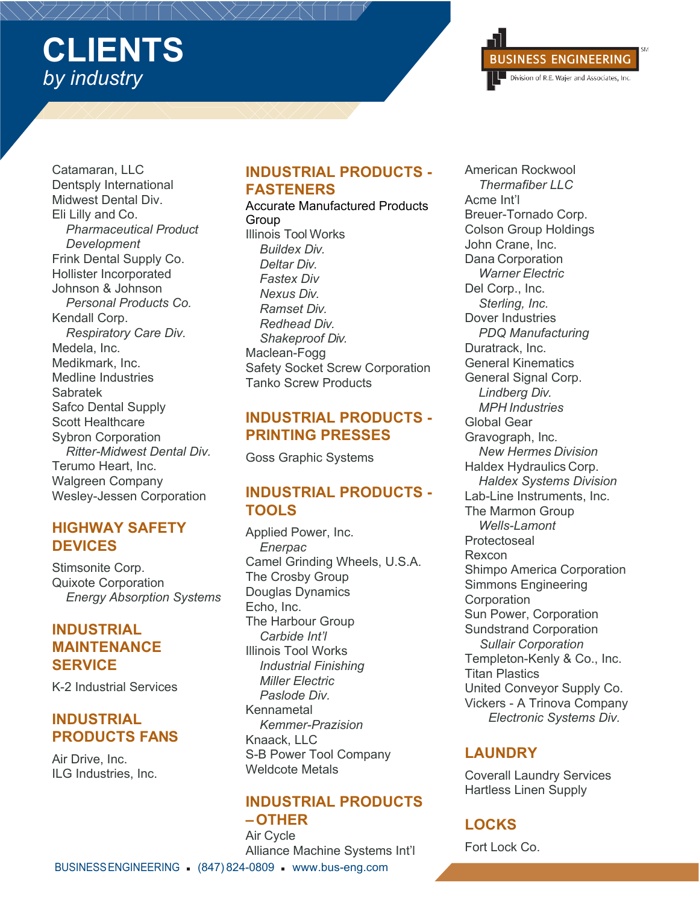# CLIENTS
*by industry*

Catamaran, LLC
Dentsply International
Midwest Dental Div.
Eli Lilly and Co.
*Pharmaceutical Product Development*
Frink Dental Supply Co.
Hollister Incorporated
Johnson & Johnson
*Personal Products Co.*
Kendall Corp.
*Respiratory Care Div.*
Medela, Inc.
Medikmark, Inc.
Medline Industries
Sabratek
Safco Dental Supply
Scott Healthcare
Sybron Corporation
*Ritter-Midwest Dental Div.*
Terumo Heart, Inc.
Walgreen Company
Wesley-Jessen Corporation

## HIGHWAY SAFETY DEVICES

Stimsonite Corp.
Quixote Corporation
*Energy Absorption Systems*

## INDUSTRIAL MAINTENANCE SERVICE

K-2 Industrial Services

## INDUSTRIAL PRODUCTS FANS

Air Drive, Inc.
ILG Industries, Inc.

## INDUSTRIAL PRODUCTS - FASTENERS

Accurate Manufactured Products Group
Illinois Tool Works
*Buildex Div.*
*Deltar Div.*
*Fastex Div*
*Nexus Div.*
*Ramset Div.*
*Redhead Div.*
*Shakeproof Div.*
Maclean-Fogg
Safety Socket Screw Corporation
Tanko Screw Products

## INDUSTRIAL PRODUCTS - PRINTING PRESSES

Goss Graphic Systems

## INDUSTRIAL PRODUCTS - TOOLS

Applied Power, Inc.
*Enerpac*
Camel Grinding Wheels, U.S.A.
The Crosby Group
Douglas Dynamics
Echo, Inc.
The Harbour Group
*Carbide Int'l*
Illinois Tool Works
*Industrial Finishing*
*Miller Electric*
*Paslode Div.*
Kennametal
*Kemmer-Prazision*
Knaack, LLC
S-B Power Tool Company
Weldcote Metals

## INDUSTRIAL PRODUCTS – OTHER

Air Cycle
Alliance Machine Systems Int'l
American Rockwool
*Thermafiber LLC*
Acme Int'l
Breuer-Tornado Corp.
Colson Group Holdings
John Crane, Inc.
Dana Corporation
*Warner Electric*
Del Corp., Inc.
*Sterling, Inc.*
Dover Industries
*PDQ Manufacturing*
Duratrack, Inc.
General Kinematics
General Signal Corp.
*Lindberg Div.*
*MPH Industries*
Global Gear
Gravograph, Inc.
*New Hermes Division*
Haldex Hydraulics Corp.
*Haldex Systems Division*
Lab-Line Instruments, Inc.
The Marmon Group
*Wells-Lamont*
Protectoseal
Rexcon
Shimpo America Corporation
Simmons Engineering Corporation
Sun Power, Corporation
Sundstrand Corporation
*Sullair Corporation*
Templeton-Kenly & Co., Inc.
Titan Plastics
United Conveyor Supply Co.
Vickers - A Trinova Company
*Electronic Systems Div.*

## LAUNDRY

Coverall Laundry Services
Hartless Linen Supply

## LOCKS

Fort Lock Co.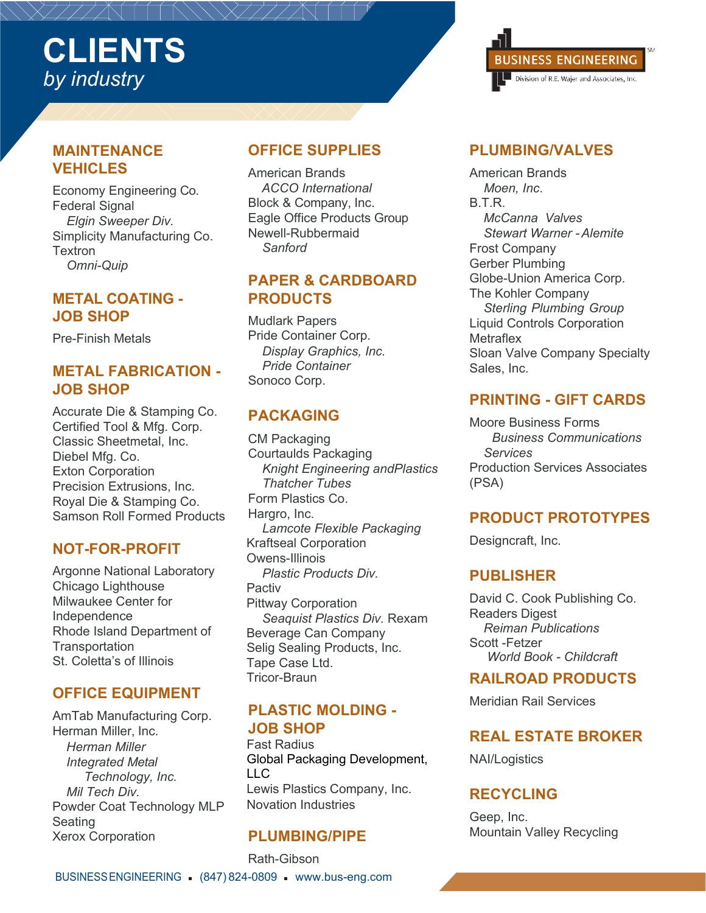# CLIENTS
*by industry*

## MAINTENANCE VEHICLES

Economy Engineering Co.
Federal Signal
- *Elgin Sweeper Div.*

Simplicity Manufacturing Co.
Textron
- *Omni-Quip*

## METAL COATING - JOB SHOP

Pre-Finish Metals

## METAL FABRICATION - JOB SHOP

Accurate Die & Stamping Co.
Certified Tool & Mfg. Corp.
Classic Sheetmetal, Inc.
Diebel Mfg. Co.
Exton Corporation
Precision Extrusions, Inc.
Royal Die & Stamping Co.
Samson Roll Formed Products

## NOT-FOR-PROFIT

Argonne National Laboratory
Chicago Lighthouse
Milwaukee Center for Independence
Rhode Island Department of Transportation
St. Coletta's of Illinois

## OFFICE EQUIPMENT

AmTab Manufacturing Corp.
Herman Miller, Inc.
- *Herman Miller*
- *Integrated Metal Technology, Inc.*
- *Mil Tech Div.*

Powder Coat Technology MLP Seating
Xerox Corporation

## OFFICE SUPPLIES

American Brands
- *ACCO International*

Block & Company, Inc.
Eagle Office Products Group
Newell-Rubbermaid
- *Sanford*

## PAPER & CARDBOARD PRODUCTS

Mudlark Papers
Pride Container Corp.
- *Display Graphics, Inc.*
- *Pride Container*

Sonoco Corp.

## PACKAGING

CM Packaging
Courtaulds Packaging
- *Knight Engineering andPlastics*
- *Thatcher Tubes*

Form Plastics Co.
Hargro, Inc.
- *Lamcote Flexible Packaging*

Kraftseal Corporation
Owens-Illinois
- *Plastic Products Div.*

Pactiv
Pittway Corporation
- *Seaquist Plastics Div.* Rexam

Beverage Can Company
Selig Sealing Products, Inc.
Tape Case Ltd.
Tricor-Braun

## PLASTIC MOLDING - JOB SHOP

Fast Radius
Global Packaging Development, LLC
Lewis Plastics Company, Inc.
Novation Industries

## PLUMBING/PIPE

Rath-Gibson

## PLUMBING/VALVES

American Brands
- *Moen, Inc.*

B.T.R.
- *McCanna Valves*
- *Stewart Warner - Alemite*

Frost Company
Gerber Plumbing
Globe-Union America Corp.
The Kohler Company
- *Sterling Plumbing Group*

Liquid Controls Corporation
Metraflex
Sloan Valve Company Specialty Sales, Inc.

## PRINTING - GIFT CARDS

Moore Business Forms
- *Business Communications Services*

Production Services Associates (PSA)

## PRODUCT PROTOTYPES

Designcraft, Inc.

## PUBLISHER

David C. Cook Publishing Co.
Readers Digest
- *Reiman Publications*

Scott -Fetzer
- *World Book - Childcraft*

## RAILROAD PRODUCTS

Meridian Rail Services

## REAL ESTATE BROKER

NAI/Logistics

## RECYCLING

Geep, Inc.
Mountain Valley Recycling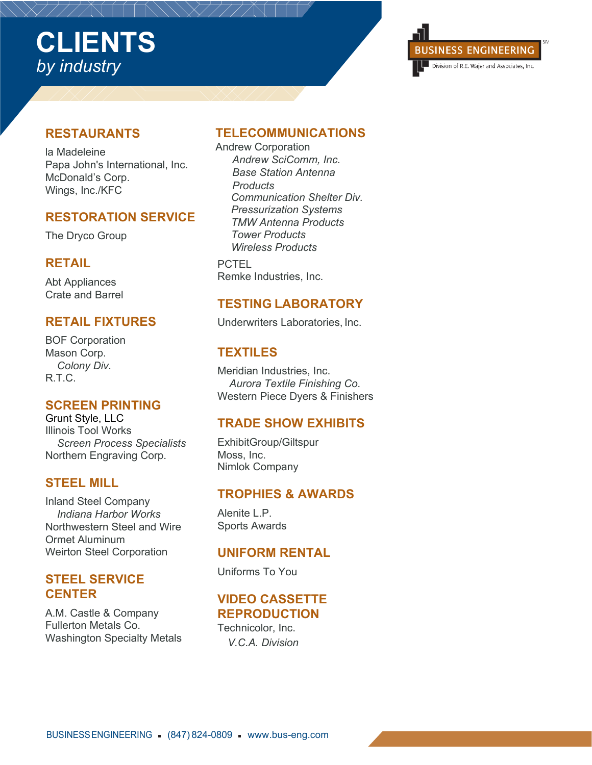# CLIENTS
*by industry*

BUSINESS ENGINEERING℠
Division of R.E. Wajer and Associates, Inc.

## RESTAURANTS

la Madeleine
Papa John's International, Inc.
McDonald's Corp.
Wings, Inc./KFC

## RESTORATION SERVICE

The Dryco Group

## RETAIL

Abt Appliances
Crate and Barrel

## RETAIL FIXTURES

BOF Corporation
Mason Corp.
  *Colony Div.*
R.T.C.

## SCREEN PRINTING

Grunt Style, LLC
Illinois Tool Works
  *Screen Process Specialists*
Northern Engraving Corp.

## STEEL MILL

Inland Steel Company
  *Indiana Harbor Works*
Northwestern Steel and Wire
Ormet Aluminum
Weirton Steel Corporation

## STEEL SERVICE CENTER

A.M. Castle & Company
Fullerton Metals Co.
Washington Specialty Metals

## TELECOMMUNICATIONS

Andrew Corporation
  *Andrew SciComm, Inc.*
  *Base Station Antenna Products*
  *Communication Shelter Div.*
  *Pressurization Systems*
  *TMW Antenna Products*
  *Tower Products*
  *Wireless Products*

PCTEL
Remke Industries, Inc.

## TESTING LABORATORY

Underwriters Laboratories, Inc.

## TEXTILES

Meridian Industries, Inc.
  *Aurora Textile Finishing Co.*
Western Piece Dyers & Finishers

## TRADE SHOW EXHIBITS

ExhibitGroup/Giltspur
Moss, Inc.
Nimlok Company

## TROPHIES & AWARDS

Alenite L.P.
Sports Awards

## UNIFORM RENTAL

Uniforms To You

## VIDEO CASSETTE REPRODUCTION

Technicolor, Inc.
  *V.C.A. Division*

BUSINESS ENGINEERING ▪ (847) 824-0809 ▪ www.bus-eng.com